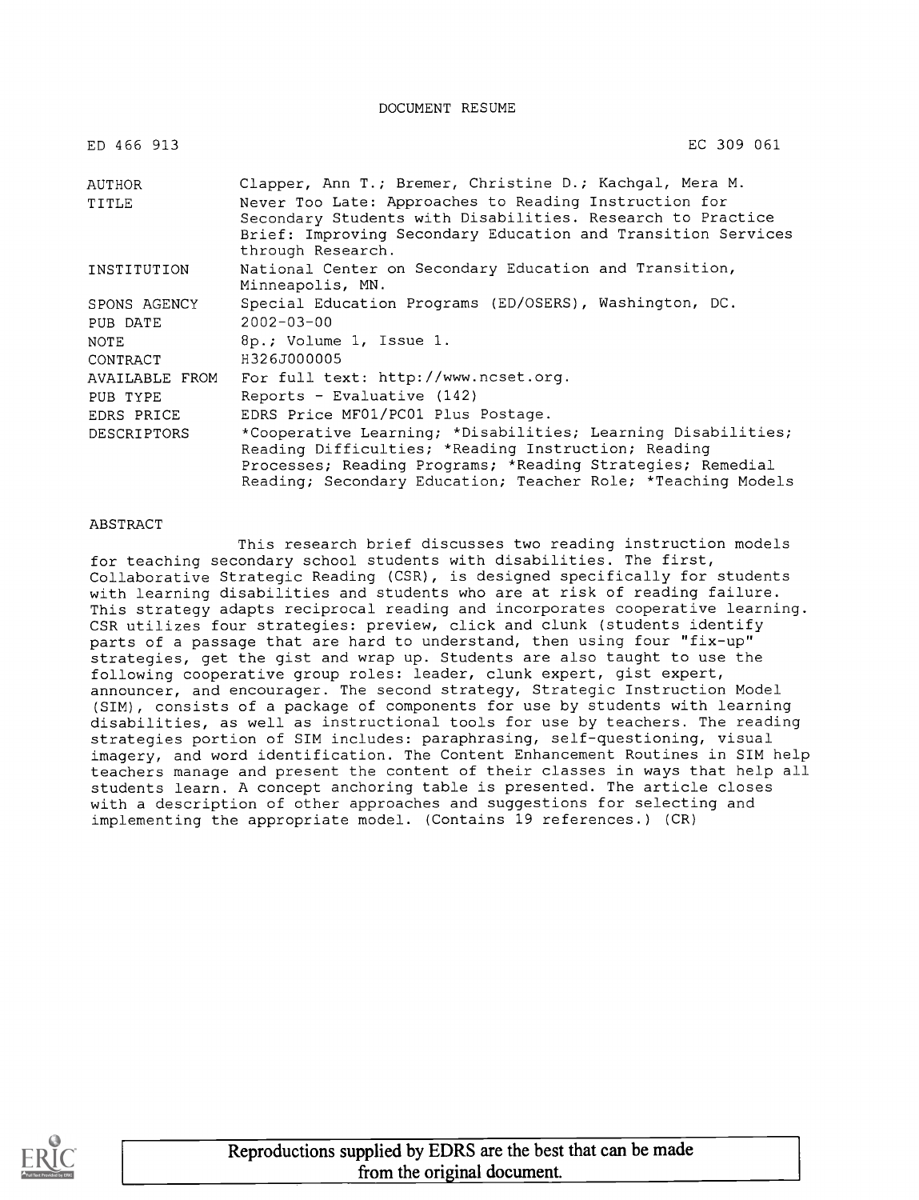DOCUMENT RESUME

ED 466 913 EC 309 061

| | |
|---|---|
| AUTHOR | Clapper, Ann T.; Bremer, Christine D.; Kachgal, Mera M. |
| TITLE | Never Too Late: Approaches to Reading Instruction for Secondary Students with Disabilities. Research to Practice Brief: Improving Secondary Education and Transition Services through Research. |
| INSTITUTION | National Center on Secondary Education and Transition, Minneapolis, MN. |
| SPONS AGENCY | Special Education Programs (ED/OSERS), Washington, DC. |
| PUB DATE | 2002-03-00 |
| NOTE | 8p.; Volume 1, Issue 1. |
| CONTRACT | H326J000005 |
| AVAILABLE FROM | For full text: http://www.ncset.org. |
| PUB TYPE | Reports - Evaluative (142) |
| EDRS PRICE | EDRS Price MF01/PC01 Plus Postage. |
| DESCRIPTORS | *Cooperative Learning; *Disabilities; Learning Disabilities; Reading Difficulties; *Reading Instruction; Reading Processes; Reading Programs; *Reading Strategies; Remedial Reading; Secondary Education; Teacher Role; *Teaching Models |

ABSTRACT

This research brief discusses two reading instruction models for teaching secondary school students with disabilities. The first, Collaborative Strategic Reading (CSR), is designed specifically for students with learning disabilities and students who are at risk of reading failure. This strategy adapts reciprocal reading and incorporates cooperative learning. CSR utilizes four strategies: preview, click and clunk (students identify parts of a passage that are hard to understand, then using four "fix-up" strategies, get the gist and wrap up. Students are also taught to use the following cooperative group roles: leader, clunk expert, gist expert, announcer, and encourager. The second strategy, Strategic Instruction Model (SIM), consists of a package of components for use by students with learning disabilities, as well as instructional tools for use by teachers. The reading strategies portion of SIM includes: paraphrasing, self-questioning, visual imagery, and word identification. The Content Enhancement Routines in SIM help teachers manage and present the content of their classes in ways that help all students learn. A concept anchoring table is presented. The article closes with a description of other approaches and suggestions for selecting and implementing the appropriate model. (Contains 19 references.) (CR)

Reproductions supplied by EDRS are the best that can be made from the original document.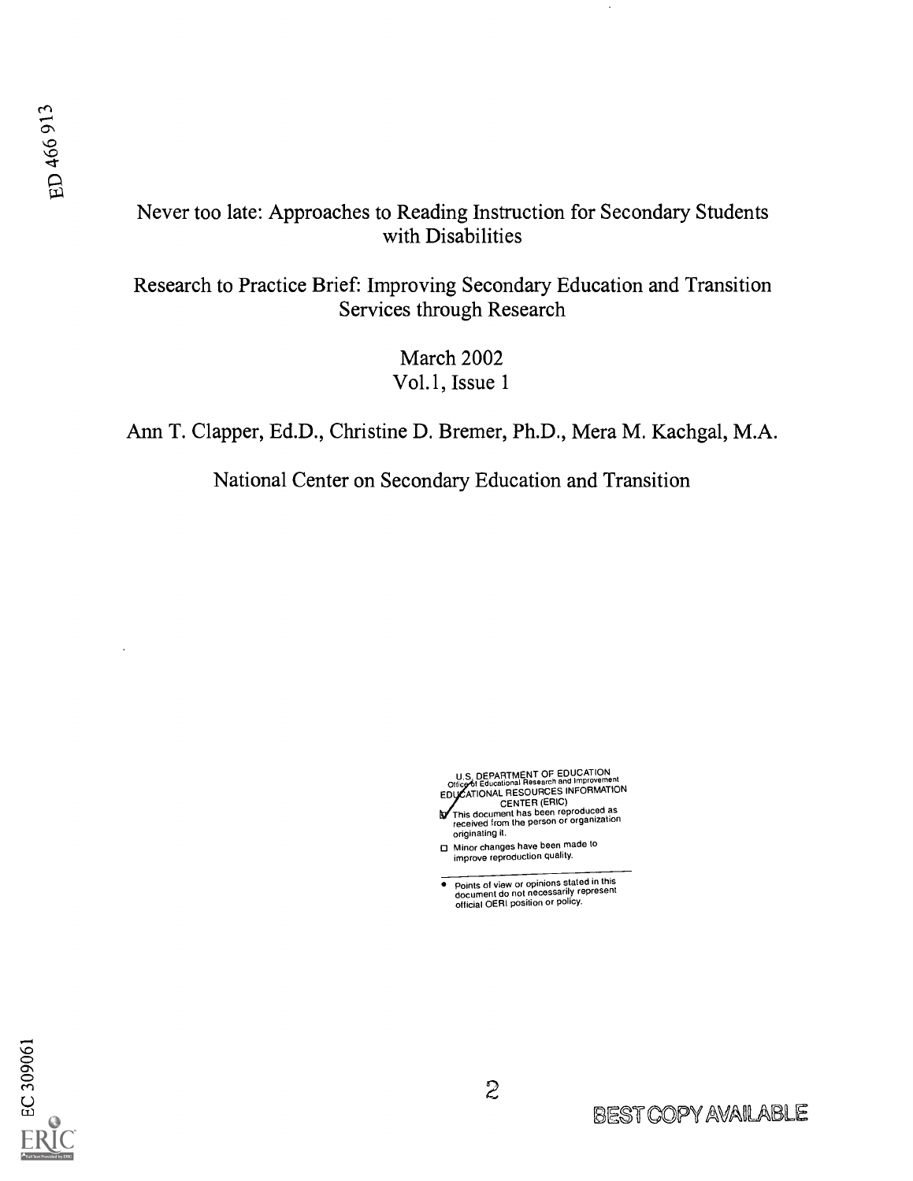Never too late: Approaches to Reading Instruction for Secondary Students with Disabilities

Research to Practice Brief: Improving Secondary Education and Transition Services through Research

March 2002
Vol.1, Issue 1

Ann T. Clapper, Ed.D., Christine D. Bremer, Ph.D., Mera M. Kachgal, M.A.

National Center on Secondary Education and Transition

U.S. DEPARTMENT OF EDUCATION
Office of Educational Research and Improvement
EDUCATIONAL RESOURCES INFORMATION CENTER (ERIC)

- [x] This document has been reproduced as received from the person or organization originating it.
- [ ] Minor changes have been made to improve reproduction quality.

- Points of view or opinions stated in this document do not necessarily represent official OERI position or policy.

BEST COPY AVAILABLE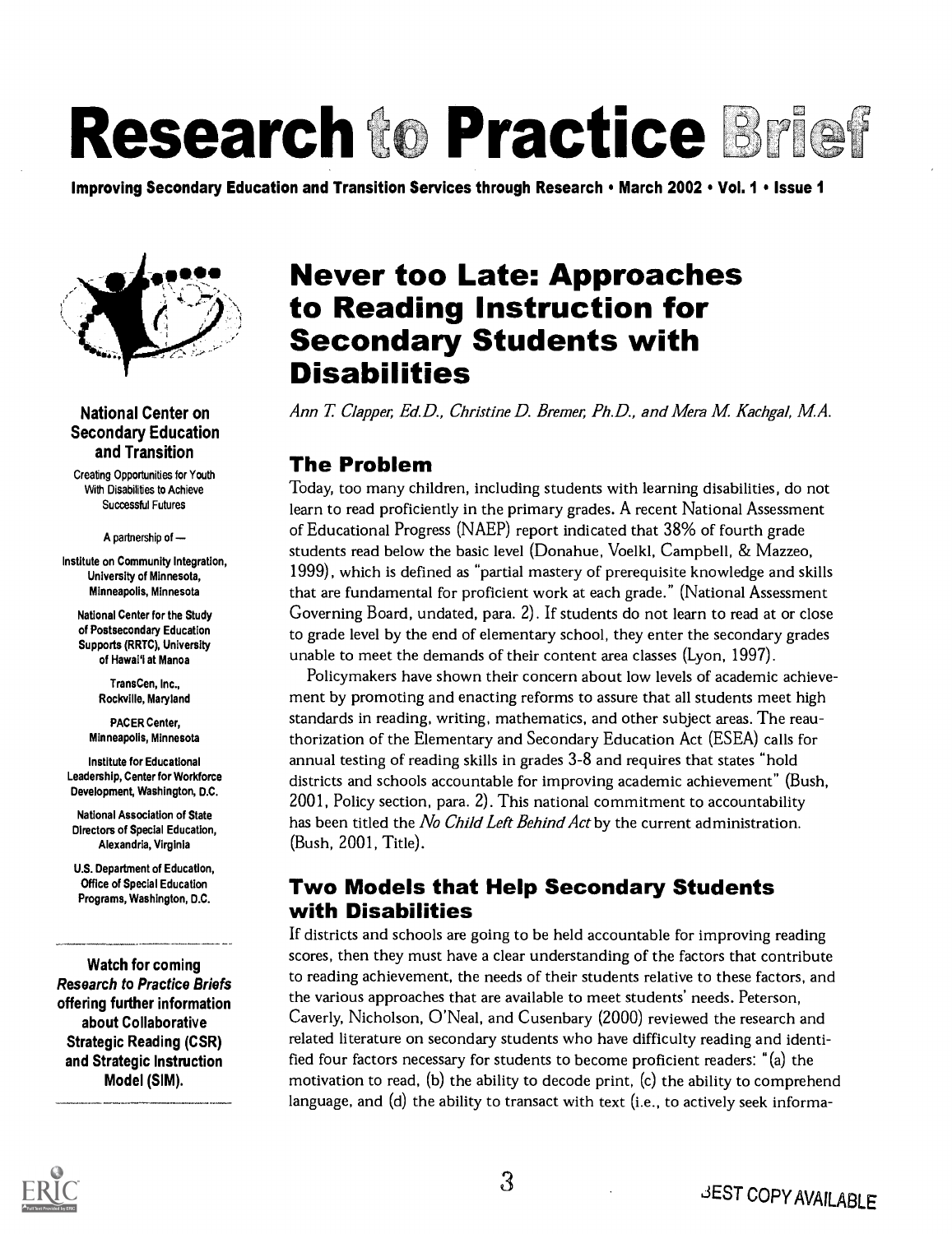# Research to Practice Brief

**Improving Secondary Education and Transition Services through Research • March 2002 • Vol. 1 • Issue 1**

**National Center on Secondary Education and Transition**

Creating Opportunities for Youth With Disabilities to Achieve Successful Futures

A partnership of —

Institute on Community Integration, University of Minnesota, Minneapolis, Minnesota

National Center for the Study of Postsecondary Education Supports (RRTC), University of Hawai'i at Manoa

TransCen, Inc., Rockville, Maryland

PACER Center, Minneapolis, Minnesota

Institute for Educational Leadership, Center for Workforce Development, Washington, D.C.

National Association of State Directors of Special Education, Alexandria, Virginia

U.S. Department of Education, Office of Special Education Programs, Washington, D.C.

**Watch for coming *Research to Practice Briefs* offering further information about Collaborative Strategic Reading (CSR) and Strategic Instruction Model (SIM).**

## Never too Late: Approaches to Reading Instruction for Secondary Students with Disabilities

*Ann T. Clapper, Ed.D., Christine D. Bremer, Ph.D., and Mera M. Kachgal, M.A.*

### The Problem

Today, too many children, including students with learning disabilities, do not learn to read proficiently in the primary grades. A recent National Assessment of Educational Progress (NAEP) report indicated that 38% of fourth grade students read below the basic level (Donahue, Voelkl, Campbell, & Mazzeo, 1999), which is defined as "partial mastery of prerequisite knowledge and skills that are fundamental for proficient work at each grade." (National Assessment Governing Board, undated, para. 2). If students do not learn to read at or close to grade level by the end of elementary school, they enter the secondary grades unable to meet the demands of their content area classes (Lyon, 1997).

Policymakers have shown their concern about low levels of academic achievement by promoting and enacting reforms to assure that all students meet high standards in reading, writing, mathematics, and other subject areas. The reauthorization of the Elementary and Secondary Education Act (ESEA) calls for annual testing of reading skills in grades 3-8 and requires that states "hold districts and schools accountable for improving academic achievement" (Bush, 2001, Policy section, para. 2). This national commitment to accountability has been titled the *No Child Left Behind Act* by the current administration. (Bush, 2001, Title).

### Two Models that Help Secondary Students with Disabilities

If districts and schools are going to be held accountable for improving reading scores, then they must have a clear understanding of the factors that contribute to reading achievement, the needs of their students relative to these factors, and the various approaches that are available to meet students' needs. Peterson, Caverly, Nicholson, O'Neal, and Cusenbary (2000) reviewed the research and related literature on secondary students who have difficulty reading and identified four factors necessary for students to become proficient readers: "(a) the motivation to read, (b) the ability to decode print, (c) the ability to comprehend language, and (d) the ability to transact with text (i.e., to actively seek informa-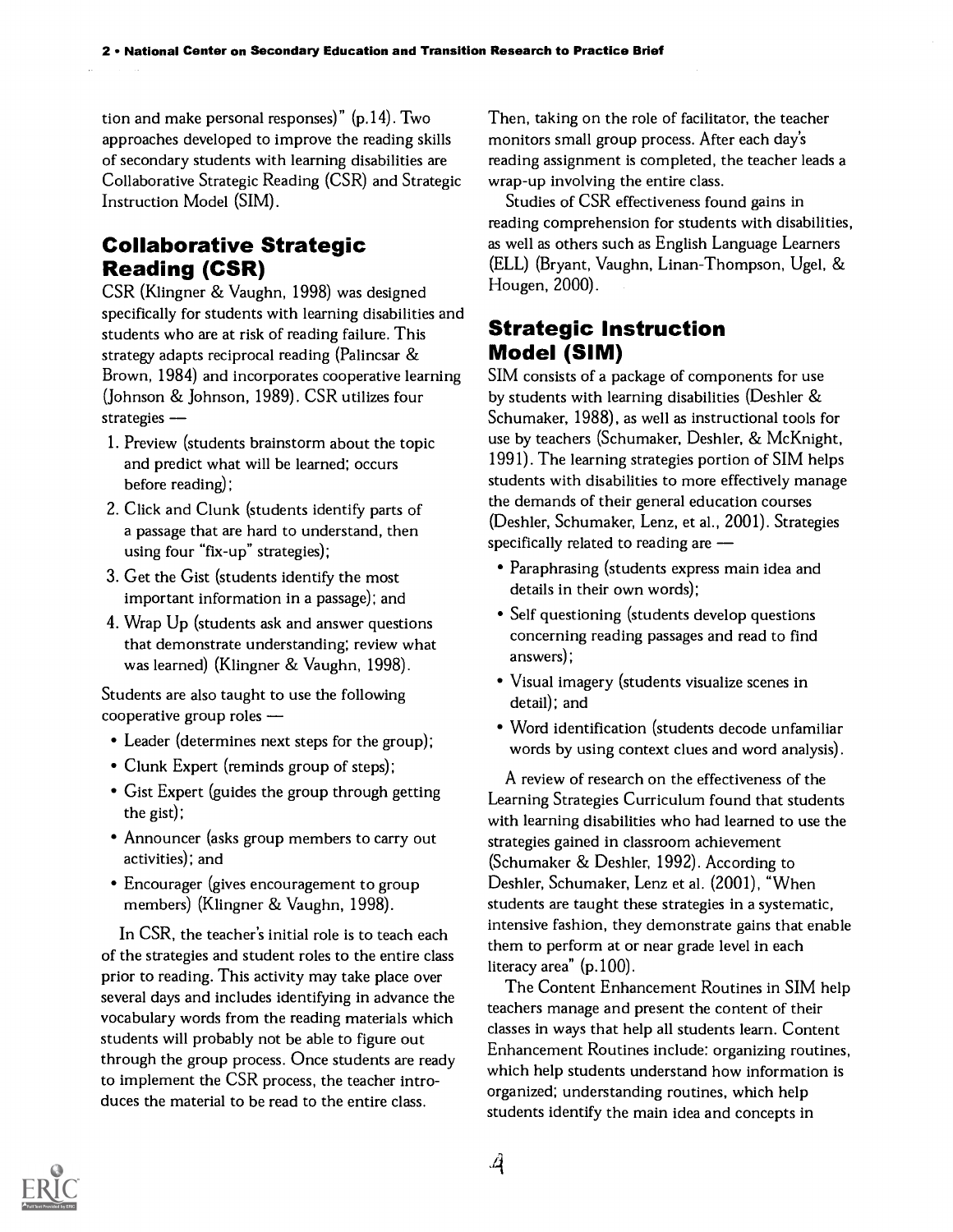tion and make personal responses)" (p.14). Two approaches developed to improve the reading skills of secondary students with learning disabilities are Collaborative Strategic Reading (CSR) and Strategic Instruction Model (SIM).

## Collaborative Strategic Reading (CSR)

CSR (Klingner & Vaughn, 1998) was designed specifically for students with learning disabilities and students who are at risk of reading failure. This strategy adapts reciprocal reading (Palincsar & Brown, 1984) and incorporates cooperative learning (Johnson & Johnson, 1989). CSR utilizes four strategies —

1. Preview (students brainstorm about the topic and predict what will be learned; occurs before reading);
2. Click and Clunk (students identify parts of a passage that are hard to understand, then using four "fix-up" strategies);
3. Get the Gist (students identify the most important information in a passage); and
4. Wrap Up (students ask and answer questions that demonstrate understanding; review what was learned) (Klingner & Vaughn, 1998).

Students are also taught to use the following cooperative group roles —

- Leader (determines next steps for the group);
- Clunk Expert (reminds group of steps);
- Gist Expert (guides the group through getting the gist);
- Announcer (asks group members to carry out activities); and
- Encourager (gives encouragement to group members) (Klingner & Vaughn, 1998).

In CSR, the teacher's initial role is to teach each of the strategies and student roles to the entire class prior to reading. This activity may take place over several days and includes identifying in advance the vocabulary words from the reading materials which students will probably not be able to figure out through the group process. Once students are ready to implement the CSR process, the teacher introduces the material to be read to the entire class. Then, taking on the role of facilitator, the teacher monitors small group process. After each day's reading assignment is completed, the teacher leads a wrap-up involving the entire class.

Studies of CSR effectiveness found gains in reading comprehension for students with disabilities, as well as others such as English Language Learners (ELL) (Bryant, Vaughn, Linan-Thompson, Ugel, & Hougen, 2000).

## Strategic Instruction Model (SIM)

SIM consists of a package of components for use by students with learning disabilities (Deshler & Schumaker, 1988), as well as instructional tools for use by teachers (Schumaker, Deshler, & McKnight, 1991). The learning strategies portion of SIM helps students with disabilities to more effectively manage the demands of their general education courses (Deshler, Schumaker, Lenz, et al., 2001). Strategies specifically related to reading are —

- Paraphrasing (students express main idea and details in their own words);
- Self questioning (students develop questions concerning reading passages and read to find answers);
- Visual imagery (students visualize scenes in detail); and
- Word identification (students decode unfamiliar words by using context clues and word analysis).

A review of research on the effectiveness of the Learning Strategies Curriculum found that students with learning disabilities who had learned to use the strategies gained in classroom achievement (Schumaker & Deshler, 1992). According to Deshler, Schumaker, Lenz et al. (2001), "When students are taught these strategies in a systematic, intensive fashion, they demonstrate gains that enable them to perform at or near grade level in each literacy area" (p.100).

The Content Enhancement Routines in SIM help teachers manage and present the content of their classes in ways that help all students learn. Content Enhancement Routines include: organizing routines, which help students understand how information is organized; understanding routines, which help students identify the main idea and concepts in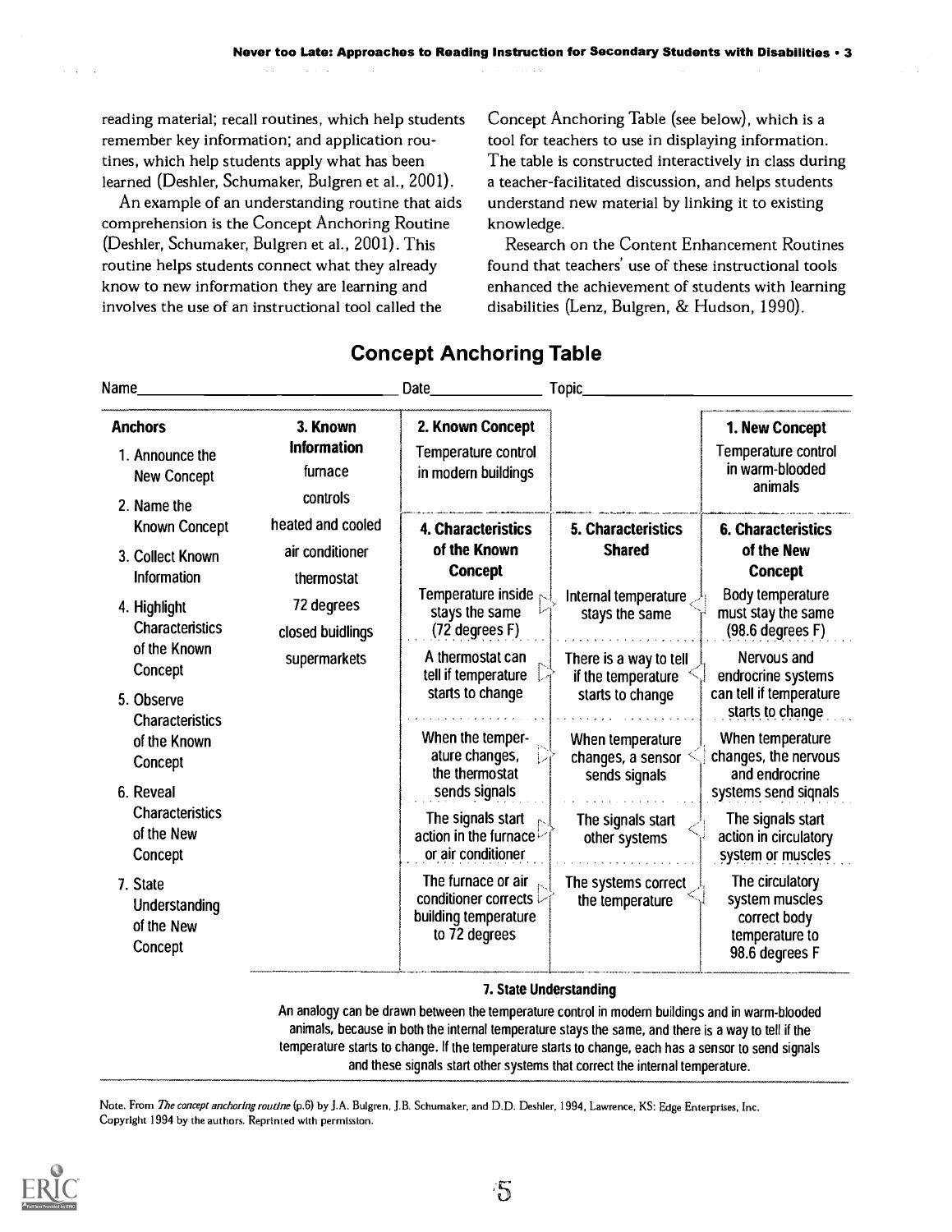reading material; recall routines, which help students remember key information; and application routines, which help students apply what has been learned (Deshler, Schumaker, Bulgren et al., 2001).

An example of an understanding routine that aids comprehension is the Concept Anchoring Routine (Deshler, Schumaker, Bulgren et al., 2001). This routine helps students connect what they already know to new information they are learning and involves the use of an instructional tool called the Concept Anchoring Table (see below), which is a tool for teachers to use in displaying information. The table is constructed interactively in class during a teacher-facilitated discussion, and helps students understand new material by linking it to existing knowledge.

Research on the Content Enhancement Routines found that teachers' use of these instructional tools enhanced the achievement of students with learning disabilities (Lenz, Bulgren, & Hudson, 1990).

## Concept Anchoring Table

Name\_\_\_\_\_\_\_\_\_\_\_\_\_\_\_\_\_\_\_\_ Date\_\_\_\_\_\_\_\_\_\_ Topic\_\_\_\_\_\_\_\_\_\_\_\_\_\_\_\_\_\_\_\_

**Anchors**

1. Announce the New Concept
2. Name the Known Concept
3. Collect Known Information
4. Highlight Characteristics of the Known Concept
5. Observe Characteristics of the Known Concept
6. Reveal Characteristics of the New Concept
7. State Understanding of the New Concept

**3. Known Information**

- furnace
- controls
- heated and cooled
- air conditioner
- thermostat
- 72 degrees
- closed buidlings
- supermarkets

| **2. Known Concept** | | **1. New Concept** |
|---|---|---|
| Temperature control in modern buildings | | Temperature control in warm-blooded animals |
| **4. Characteristics of the Known Concept** | **5. Characteristics Shared** | **6. Characteristics of the New Concept** |
| Temperature inside stays the same (72 degrees F) | Internal temperature stays the same | Body temperature must stay the same (98.6 degrees F) |
| A thermostat can tell if temperature starts to change | There is a way to tell if the temperature starts to change | Nervous and endrocrine systems can tell if temperature starts to change |
| When the temperature changes, the thermostat sends signals | When temperature changes, a sensor sends signals | When temperature changes, the nervous and endocrine systems send signals |
| The signals start action in the furnace or air conditioner | The signals start other systems | The signals start action in circulatory system or muscles |
| The furnace or air conditioner corrects building temperature to 72 degrees | The systems correct the temperature | The circulatory system muscles correct body temperature to 98.6 degrees F |

**7. State Understanding**

An analogy can be drawn between the temperature control in modern buildings and in warm-blooded animals, because in both the internal temperature stays the same, and there is a way to tell if the temperature starts to change. If the temperature starts to change, each has a sensor to send signals and these signals start other systems that correct the internal temperature.

Note. From *The concept anchoring routine* (p.6) by J.A. Bulgren, J.B. Schumaker, and D.D. Deshler, 1994, Lawrence, KS: Edge Enterprises, Inc. Copyright 1994 by the authors. Reprinted with permission.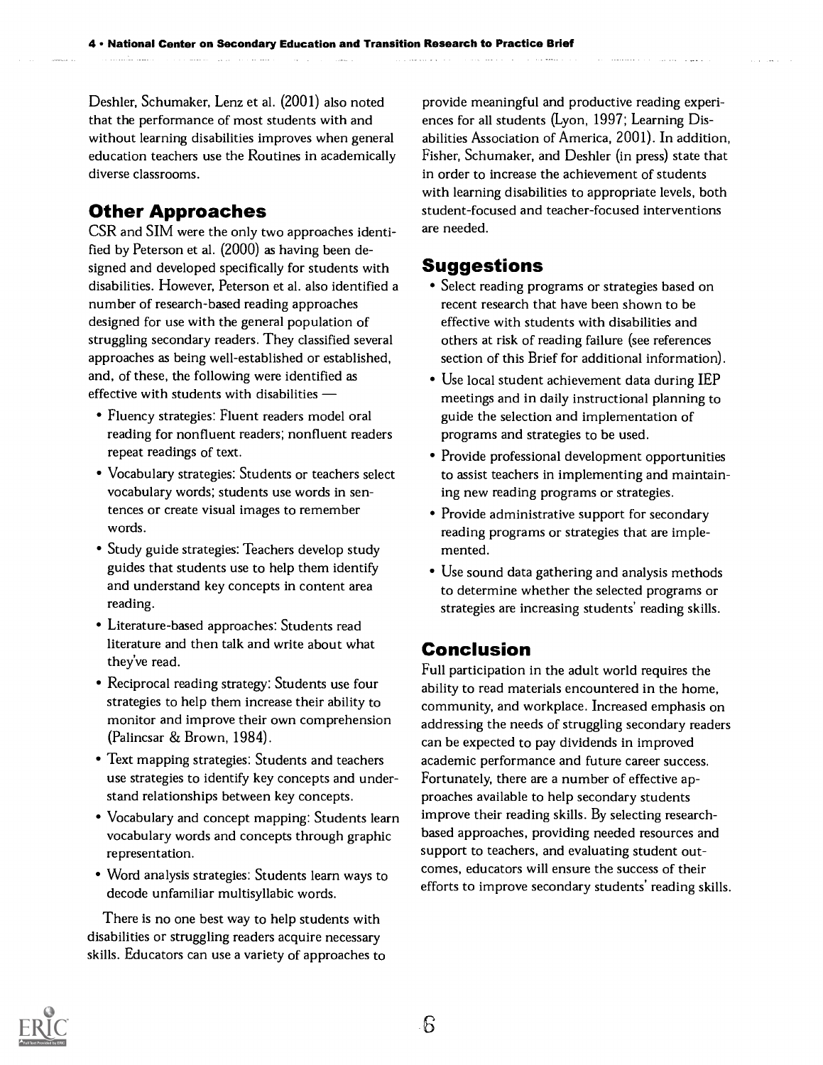Deshler, Schumaker, Lenz et al. (2001) also noted that the performance of most students with and without learning disabilities improves when general education teachers use the Routines in academically diverse classrooms.

## Other Approaches

CSR and SIM were the only two approaches identified by Peterson et al. (2000) as having been designed and developed specifically for students with disabilities. However, Peterson et al. also identified a number of research-based reading approaches designed for use with the general population of struggling secondary readers. They classified several approaches as being well-established or established, and, of these, the following were identified as effective with students with disabilities —

- Fluency strategies: Fluent readers model oral reading for nonfluent readers; nonfluent readers repeat readings of text.
- Vocabulary strategies: Students or teachers select vocabulary words; students use words in sentences or create visual images to remember words.
- Study guide strategies: Teachers develop study guides that students use to help them identify and understand key concepts in content area reading.
- Literature-based approaches: Students read literature and then talk and write about what they've read.
- Reciprocal reading strategy: Students use four strategies to help them increase their ability to monitor and improve their own comprehension (Palincsar & Brown, 1984).
- Text mapping strategies: Students and teachers use strategies to identify key concepts and understand relationships between key concepts.
- Vocabulary and concept mapping: Students learn vocabulary words and concepts through graphic representation.
- Word analysis strategies: Students learn ways to decode unfamiliar multisyllabic words.

There is no one best way to help students with disabilities or struggling readers acquire necessary skills. Educators can use a variety of approaches to provide meaningful and productive reading experiences for all students (Lyon, 1997; Learning Disabilities Association of America, 2001). In addition, Fisher, Schumaker, and Deshler (in press) state that in order to increase the achievement of students with learning disabilities to appropriate levels, both student-focused and teacher-focused interventions are needed.

## Suggestions

- Select reading programs or strategies based on recent research that have been shown to be effective with students with disabilities and others at risk of reading failure (see references section of this Brief for additional information).
- Use local student achievement data during IEP meetings and in daily instructional planning to guide the selection and implementation of programs and strategies to be used.
- Provide professional development opportunities to assist teachers in implementing and maintaining new reading programs or strategies.
- Provide administrative support for secondary reading programs or strategies that are implemented.
- Use sound data gathering and analysis methods to determine whether the selected programs or strategies are increasing students' reading skills.

## Conclusion

Full participation in the adult world requires the ability to read materials encountered in the home, community, and workplace. Increased emphasis on addressing the needs of struggling secondary readers can be expected to pay dividends in improved academic performance and future career success. Fortunately, there are a number of effective approaches available to help secondary students improve their reading skills. By selecting research-based approaches, providing needed resources and support to teachers, and evaluating student outcomes, educators will ensure the success of their efforts to improve secondary students' reading skills.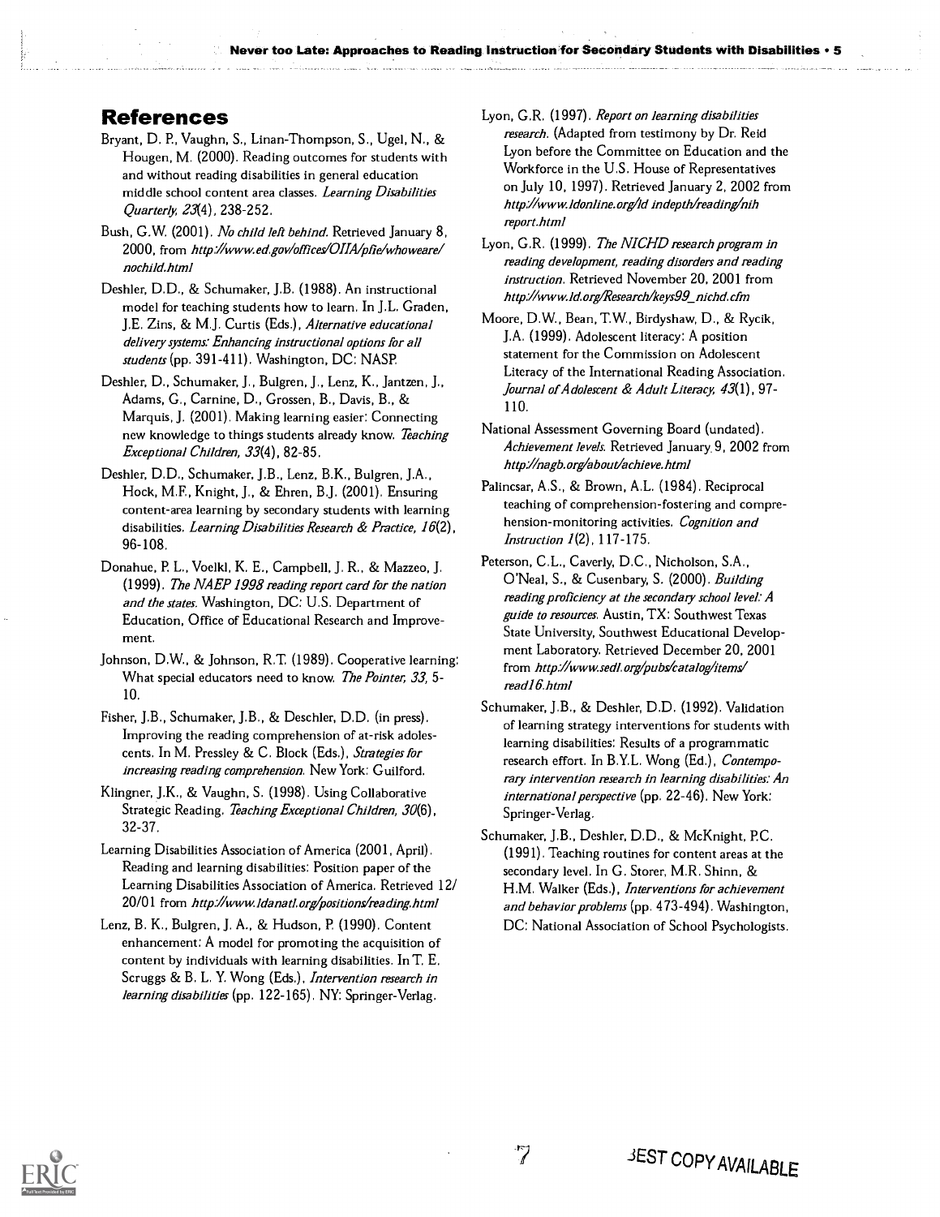## References

Bryant, D. P., Vaughn, S., Linan-Thompson, S., Ugel, N., & Hougen, M. (2000). Reading outcomes for students with and without reading disabilities in general education middle school content area classes. *Learning Disabilities Quarterly, 23*(4), 238-252.

Bush, G.W. (2001). *No child left behind.* Retrieved January 8, 2000, from *http://www.ed.gov/offices/OIIA/pfie/whoweare/nochild.html*

Deshler, D.D., & Schumaker, J.B. (1988). An instructional model for teaching students how to learn. In J.L. Graden, J.E. Zins, & M.J. Curtis (Eds.), *Alternative educational delivery systems: Enhancing instructional options for all students* (pp. 391-411). Washington, DC: NASP.

Deshler, D., Schumaker, J., Bulgren, J., Lenz, K., Jantzen, J., Adams, G., Carnine, D., Grossen, B., Davis, B., & Marquis, J. (2001). Making learning easier: Connecting new knowledge to things students already know. *Teaching Exceptional Children, 33*(4), 82-85.

Deshler, D.D., Schumaker, J.B., Lenz, B.K., Bulgren, J.A., Hock, M.F., Knight, J., & Ehren, B.J. (2001). Ensuring content-area learning by secondary students with learning disabilities. *Learning Disabilities Research & Practice, 16*(2), 96-108.

Donahue, P. L., Voelkl, K. E., Campbell, J. R., & Mazzeo, J. (1999). *The NAEP 1998 reading report card for the nation and the states.* Washington, DC: U.S. Department of Education, Office of Educational Research and Improvement.

Johnson, D.W., & Johnson, R.T. (1989). Cooperative learning: What special educators need to know. *The Pointer, 33,* 5-10.

Fisher, J.B., Schumaker, J.B., & Deschler, D.D. (in press). Improving the reading comprehension of at-risk adolescents. In M. Pressley & C. Block (Eds.), *Strategies for increasing reading comprehension.* New York: Guilford.

Klingner, J.K., & Vaughn, S. (1998). Using Collaborative Strategic Reading. *Teaching Exceptional Children, 30*(6), 32-37.

Learning Disabilities Association of America (2001, April). Reading and learning disabilities: Position paper of the Learning Disabilities Association of America. Retrieved 12/20/01 from *http://www.ldanatl.org/positions/reading.html*

Lenz, B. K., Bulgren, J. A., & Hudson, P. (1990). Content enhancement: A model for promoting the acquisition of content by individuals with learning disabilities. In T. E. Scruggs & B. L. Y. Wong (Eds.), *Intervention research in learning disabilities* (pp. 122-165). NY: Springer-Verlag.

Lyon, G.R. (1997). *Report on learning disabilities research.* (Adapted from testimony by Dr. Reid Lyon before the Committee on Education and the Workforce in the U.S. House of Representatives on July 10, 1997). Retrieved January 2, 2002 from *http://www.ldonline.org/ld indepth/reading/nih report.html*

Lyon, G.R. (1999). *The NICHD research program in reading development, reading disorders and reading instruction.* Retrieved November 20, 2001 from *http://www.ld.org/Research/keys99_nichd.cfm*

Moore, D.W., Bean, T.W., Birdyshaw, D., & Rycik, J.A. (1999). Adolescent literacy: A position statement for the Commission on Adolescent Literacy of the International Reading Association. *Journal of Adolescent & Adult Literacy, 43*(1), 97-110.

National Assessment Governing Board (undated). *Achievement levels.* Retrieved January 9, 2002 from *http://nagb.org/about/achieve.html*

Palincsar, A.S., & Brown, A.L. (1984). Reciprocal teaching of comprehension-fostering and comprehension-monitoring activities. *Cognition and Instruction 1*(2), 117-175.

Peterson, C.L., Caverly, D.C., Nicholson, S.A., O'Neal, S., & Cusenbary, S. (2000). *Building reading proficiency at the secondary school level: A guide to resources.* Austin, TX: Southwest Texas State University, Southwest Educational Development Laboratory. Retrieved December 20, 2001 from *http://www.sedl.org/pubs/catalog/items/read16.html*

Schumaker, J.B., & Deshler, D.D. (1992). Validation of learning strategy interventions for students with learning disabilities: Results of a programmatic research effort. In B.Y.L. Wong (Ed.), *Contemporary intervention research in learning disabilities: An international perspective* (pp. 22-46). New York: Springer-Verlag.

Schumaker, J.B., Deshler, D.D., & McKnight, P.C. (1991). Teaching routines for content areas at the secondary level. In G. Storer, M.R. Shinn, & H.M. Walker (Eds.), *Interventions for achievement and behavior problems* (pp. 473-494). Washington, DC: National Association of School Psychologists.

BEST COPY AVAILABLE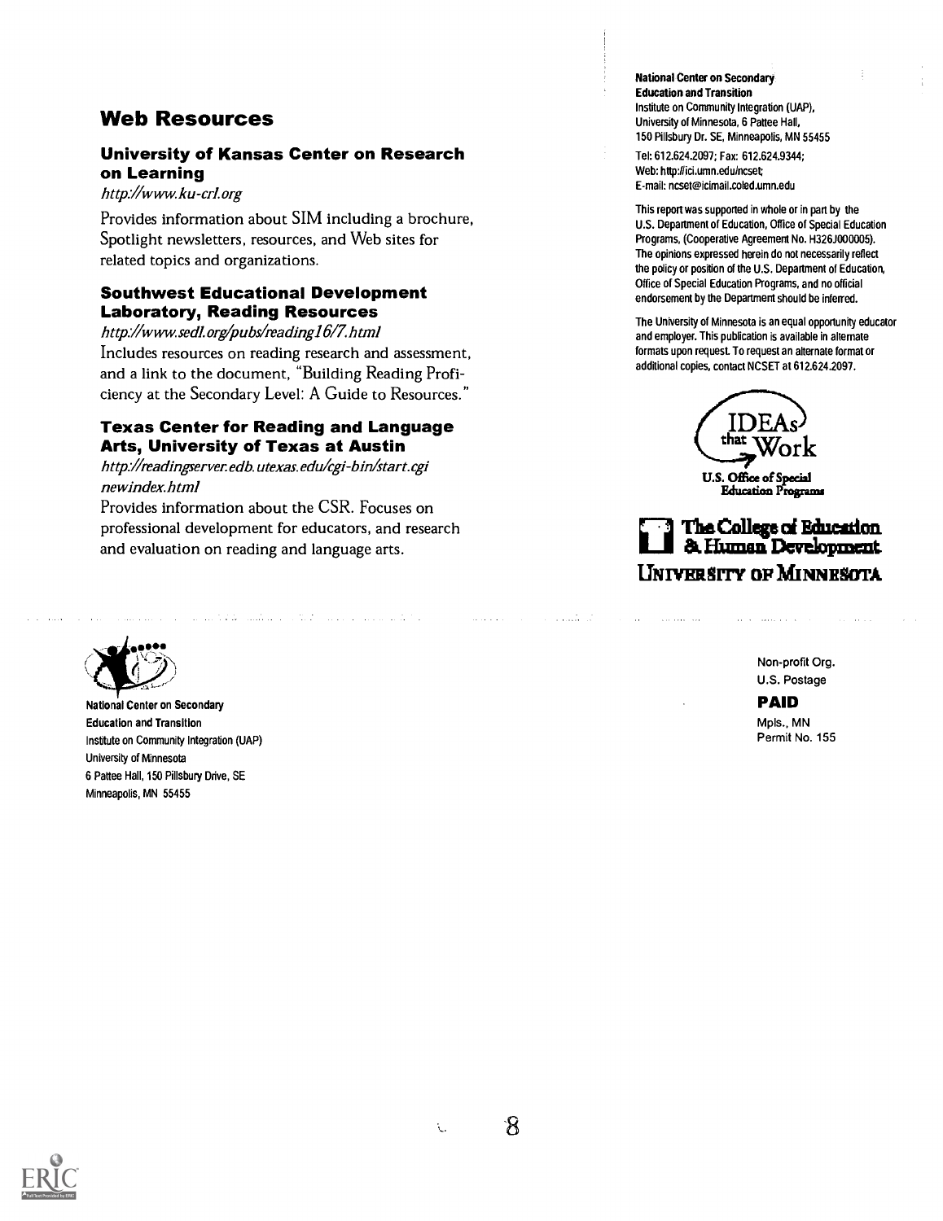## Web Resources

### University of Kansas Center on Research on Learning

*http://www.ku-crl.org*

Provides information about SIM including a brochure, Spotlight newsletters, resources, and Web sites for related topics and organizations.

### Southwest Educational Development Laboratory, Reading Resources

*http://www.sedl.org/pubs/reading16/7.html*

Includes resources on reading research and assessment, and a link to the document, "Building Reading Proficiency at the Secondary Level: A Guide to Resources."

### Texas Center for Reading and Language Arts, University of Texas at Austin

*http://readingserver.edb.utexas.edu/cgi-bin/start.cgi newindex.html*

Provides information about the CSR. Focuses on professional development for educators, and research and evaluation on reading and language arts.

**National Center on Secondary Education and Transition**
Institute on Community Integration (UAP),
University of Minnesota, 6 Pattee Hall,
150 Pillsbury Dr. SE, Minneapolis, MN 55455

Tel: 612.624.2097; Fax: 612.624.9344;
Web: http://ici.umn.edu/ncset;
E-mail: ncset@icimail.coled.umn.edu

This report was supported in whole or in part by the U.S. Department of Education, Office of Special Education Programs, (Cooperative Agreement No. H326J000005). The opinions expressed herein do not necessarily reflect the policy or position of the U.S. Department of Education, Office of Special Education Programs, and no official endorsement by the Department should be inferred.

The University of Minnesota is an equal opportunity educator and employer. This publication is available in alternate formats upon request. To request an alternate format or additional copies, contact NCSET at 612.624.2097.

IDEAs that Work

U.S. Office of Special Education Programs

The College of Education & Human Development

University of Minnesota

National Center on Secondary Education and Transition
Institute on Community Integration (UAP)
University of Minnesota
6 Pattee Hall, 150 Pillsbury Drive, SE
Minneapolis, MN 55455

Non-profit Org.
U.S. Postage
**PAID**
Mpls., MN
Permit No. 155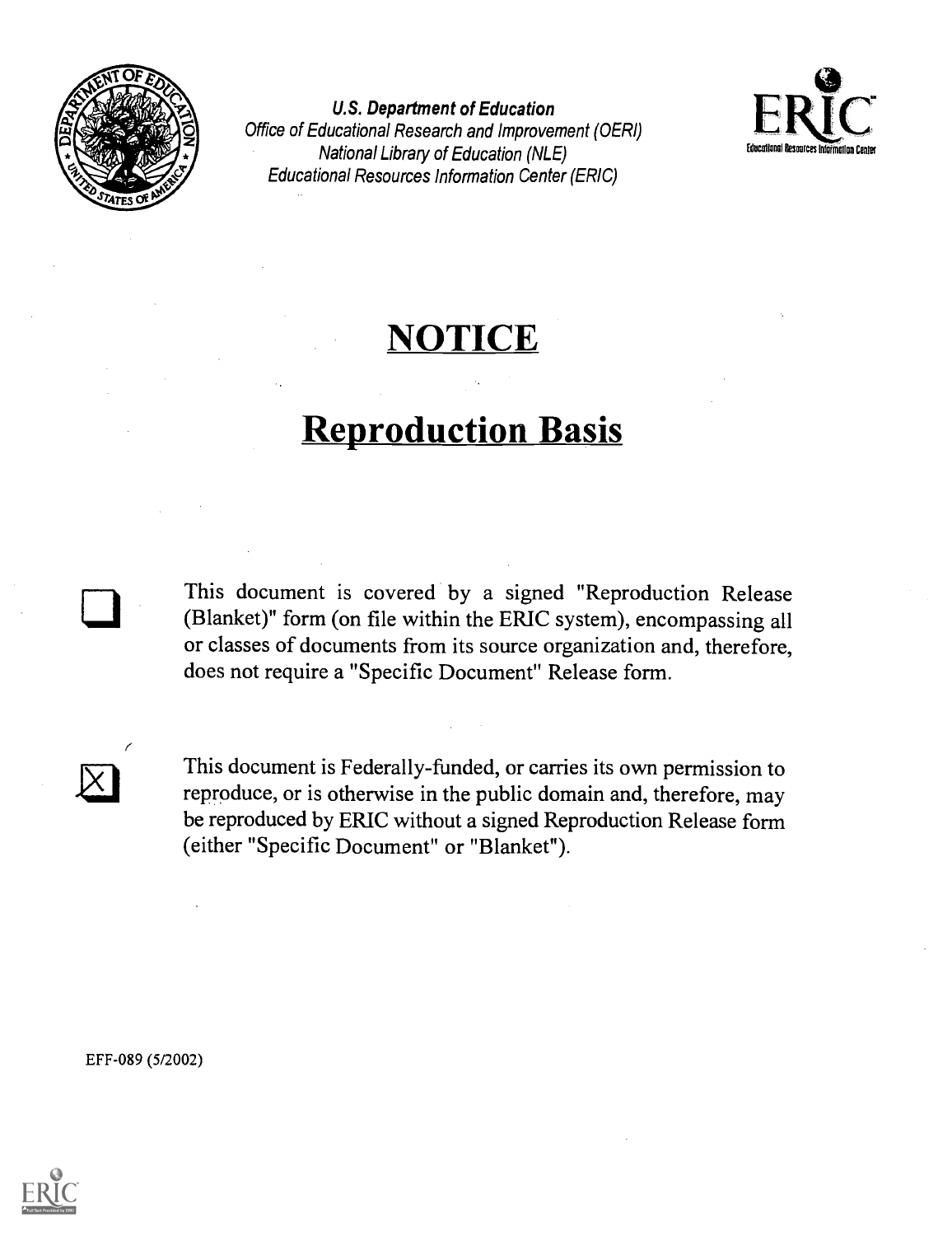U.S. Department of Education
*Office of Educational Research and Improvement (OERI)*
*National Library of Education (NLE)*
*Educational Resources Information Center (ERIC)*

# NOTICE

# Reproduction Basis

☐ This document is covered by a signed "Reproduction Release (Blanket)" form (on file within the ERIC system), encompassing all or classes of documents from its source organization and, therefore, does not require a "Specific Document" Release form.

☒ This document is Federally-funded, or carries its own permission to reproduce, or is otherwise in the public domain and, therefore, may be reproduced by ERIC without a signed Reproduction Release form (either "Specific Document" or "Blanket").

EFF-089 (5/2002)